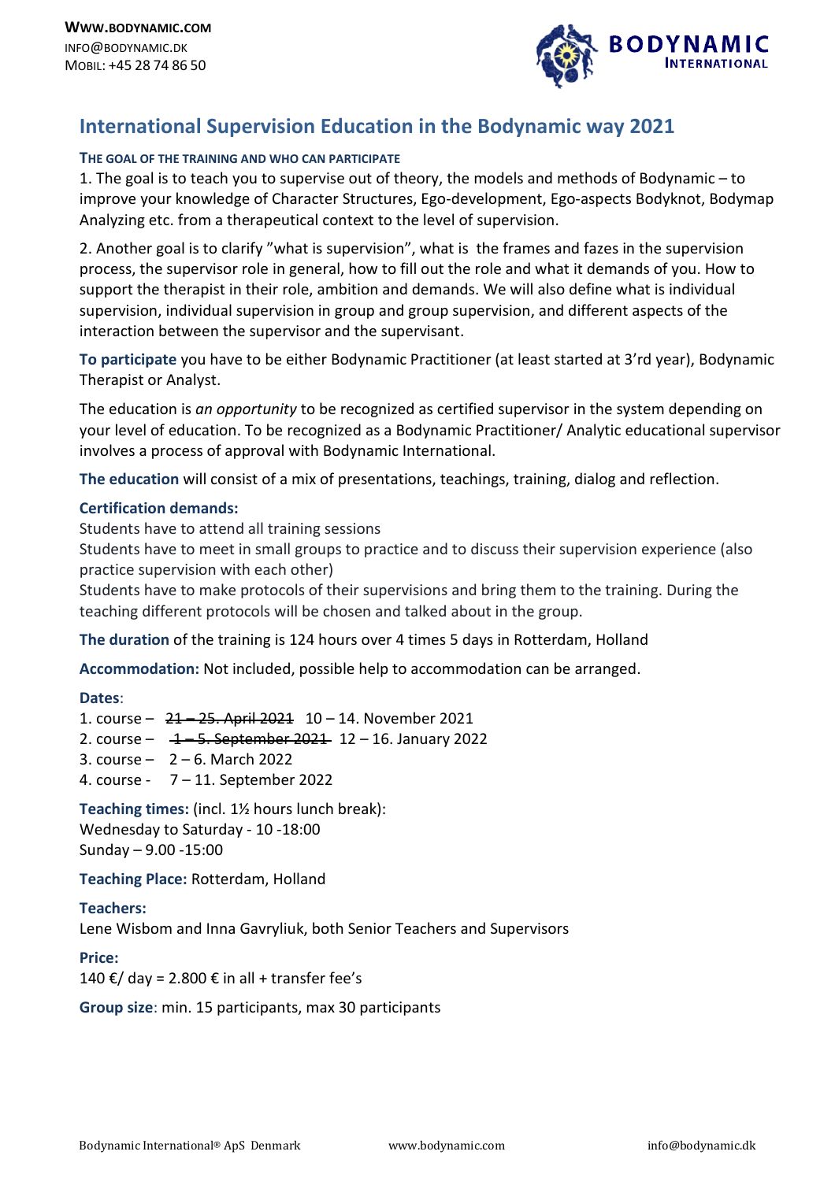**WWW.BODYNAMIC.COM**
INFO@BODYNAMIC.DK
MOBIL: +45 28 74 86 50

BODYNAMIC INTERNATIONAL

# International Supervision Education in the Bodynamic way 2021

### THE GOAL OF THE TRAINING AND WHO CAN PARTICIPATE

1. The goal is to teach you to supervise out of theory, the models and methods of Bodynamic – to improve your knowledge of Character Structures, Ego-development, Ego-aspects Bodyknot, Bodymap Analyzing etc. from a therapeutical context to the level of supervision.

2. Another goal is to clarify "what is supervision", what is the frames and fazes in the supervision process, the supervisor role in general, how to fill out the role and what it demands of you. How to support the therapist in their role, ambition and demands. We will also define what is individual supervision, individual supervision in group and group supervision, and different aspects of the interaction between the supervisor and the supervisant.

**To participate** you have to be either Bodynamic Practitioner (at least started at 3'rd year), Bodynamic Therapist or Analyst.

The education is *an opportunity* to be recognized as certified supervisor in the system depending on your level of education. To be recognized as a Bodynamic Practitioner/ Analytic educational supervisor involves a process of approval with Bodynamic International.

**The education** will consist of a mix of presentations, teachings, training, dialog and reflection.

**Certification demands:**
Students have to attend all training sessions
Students have to meet in small groups to practice and to discuss their supervision experience (also practice supervision with each other)
Students have to make protocols of their supervisions and bring them to the training. During the teaching different protocols will be chosen and talked about in the group.

**The duration** of the training is 124 hours over 4 times 5 days in Rotterdam, Holland

**Accommodation:** Not included, possible help to accommodation can be arranged.

**Dates**:
1. course – ~~21 – 25. April 2021~~ 10 – 14. November 2021
2. course – ~~1 – 5. September 2021~~ 12 – 16. January 2022
3. course – 2 – 6. March 2022
4. course - 7 – 11. September 2022

**Teaching times:** (incl. 1½ hours lunch break):
Wednesday to Saturday - 10 -18:00
Sunday – 9.00 -15:00

**Teaching Place:** Rotterdam, Holland

**Teachers:**
Lene Wisbom and Inna Gavryliuk, both Senior Teachers and Supervisors

**Price:**
140 €/ day = 2.800 € in all + transfer fee's

**Group size**: min. 15 participants, max 30 participants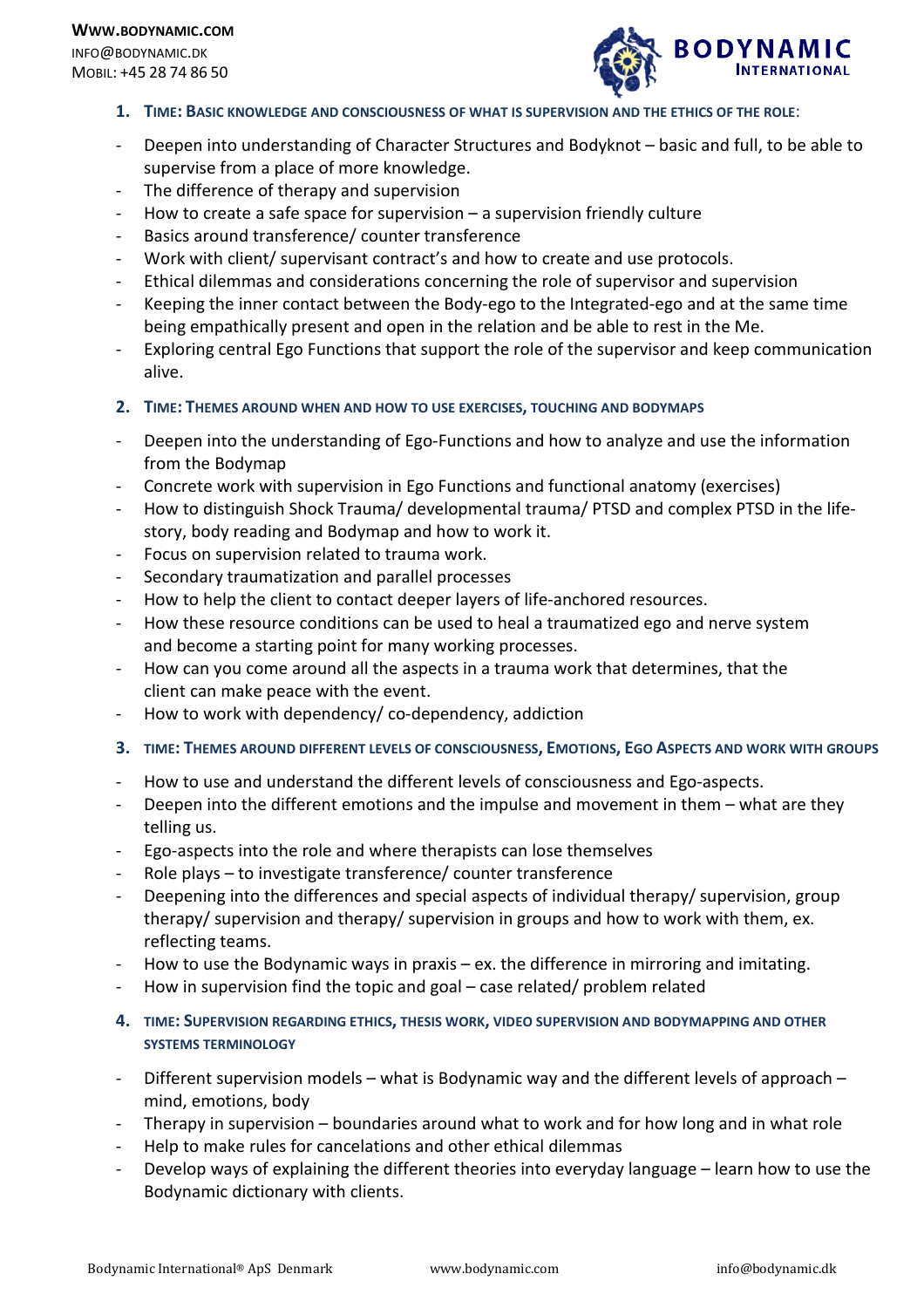1. **TIME: BASIC KNOWLEDGE AND CONSCIOUSNESS OF WHAT IS SUPERVISION AND THE ETHICS OF THE ROLE:**

- Deepen into understanding of Character Structures and Bodyknot – basic and full, to be able to supervise from a place of more knowledge.
- The difference of therapy and supervision
- How to create a safe space for supervision – a supervision friendly culture
- Basics around transference/ counter transference
- Work with client/ supervisant contract's and how to create and use protocols.
- Ethical dilemmas and considerations concerning the role of supervisor and supervision
- Keeping the inner contact between the Body-ego to the Integrated-ego and at the same time being empathically present and open in the relation and be able to rest in the Me.
- Exploring central Ego Functions that support the role of the supervisor and keep communication alive.

2. **TIME: THEMES AROUND WHEN AND HOW TO USE EXERCISES, TOUCHING AND BODYMAPS**

- Deepen into the understanding of Ego-Functions and how to analyze and use the information from the Bodymap
- Concrete work with supervision in Ego Functions and functional anatomy (exercises)
- How to distinguish Shock Trauma/ developmental trauma/ PTSD and complex PTSD in the life-story, body reading and Bodymap and how to work it.
- Focus on supervision related to trauma work.
- Secondary traumatization and parallel processes
- How to help the client to contact deeper layers of life-anchored resources.
- How these resource conditions can be used to heal a traumatized ego and nerve system and become a starting point for many working processes.
- How can you come around all the aspects in a trauma work that determines, that the client can make peace with the event.
- How to work with dependency/ co-dependency, addiction

3. **TIME: THEMES AROUND DIFFERENT LEVELS OF CONSCIOUSNESS, EMOTIONS, EGO ASPECTS AND WORK WITH GROUPS**

- How to use and understand the different levels of consciousness and Ego-aspects.
- Deepen into the different emotions and the impulse and movement in them – what are they telling us.
- Ego-aspects into the role and where therapists can lose themselves
- Role plays – to investigate transference/ counter transference
- Deepening into the differences and special aspects of individual therapy/ supervision, group therapy/ supervision and therapy/ supervision in groups and how to work with them, ex. reflecting teams.
- How to use the Bodynamic ways in praxis – ex. the difference in mirroring and imitating.
- How in supervision find the topic and goal – case related/ problem related

4. **TIME: SUPERVISION REGARDING ETHICS, THESIS WORK, VIDEO SUPERVISION AND BODYMAPPING AND OTHER SYSTEMS TERMINOLOGY**

- Different supervision models – what is Bodynamic way and the different levels of approach – mind, emotions, body
- Therapy in supervision – boundaries around what to work and for how long and in what role
- Help to make rules for cancelations and other ethical dilemmas
- Develop ways of explaining the different theories into everyday language – learn how to use the Bodynamic dictionary with clients.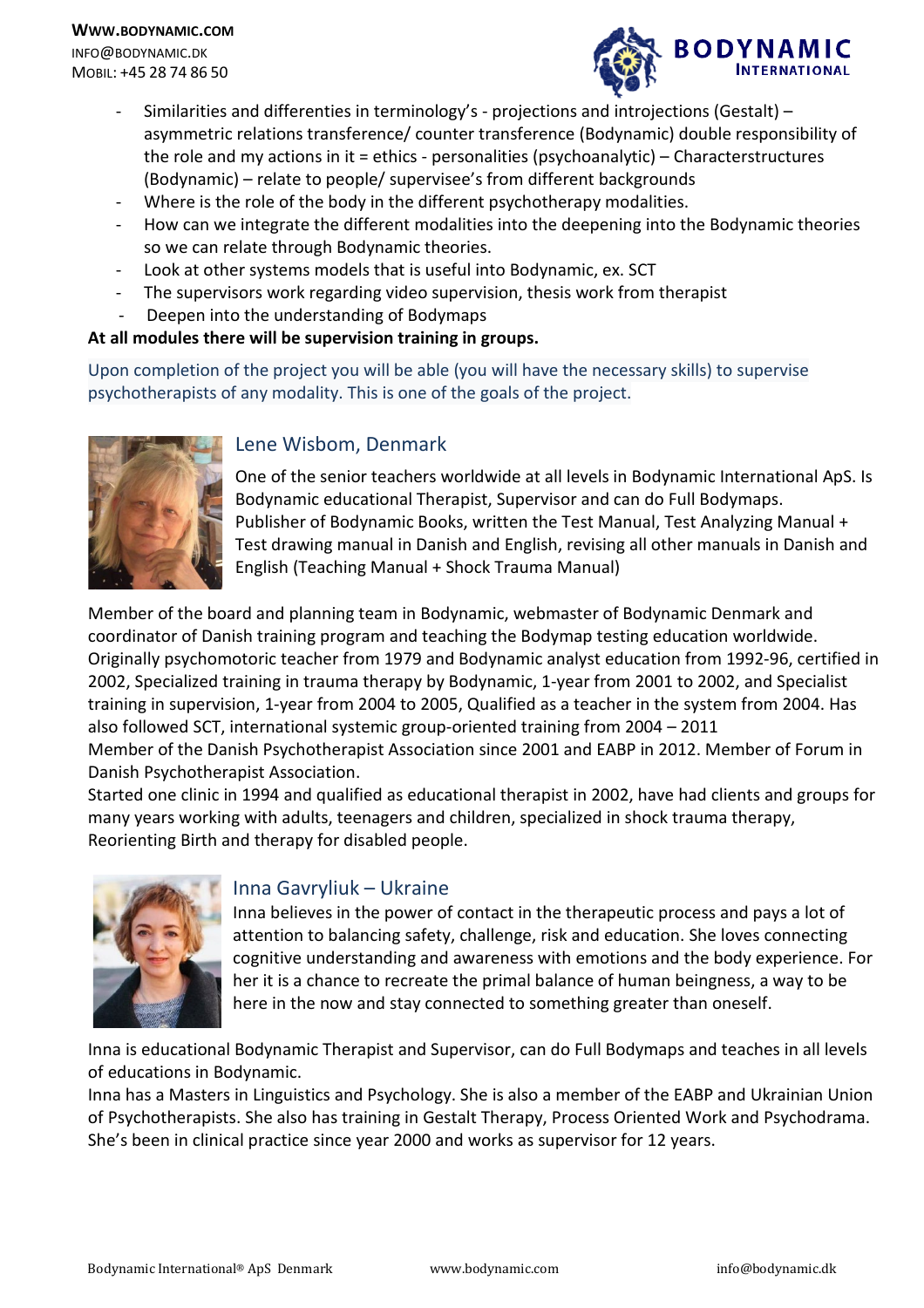- Similarities and differenties in terminology's - projections and introjections (Gestalt) – asymmetric relations transference/ counter transference (Bodynamic) double responsibility of the role and my actions in it = ethics - personalities (psychoanalytic) – Characterstructures (Bodynamic) – relate to people/ supervisee's from different backgrounds
- Where is the role of the body in the different psychotherapy modalities.
- How can we integrate the different modalities into the deepening into the Bodynamic theories so we can relate through Bodynamic theories.
- Look at other systems models that is useful into Bodynamic, ex. SCT
- The supervisors work regarding video supervision, thesis work from therapist
- Deepen into the understanding of Bodymaps

**At all modules there will be supervision training in groups.**

Upon completion of the project you will be able (you will have the necessary skills) to supervise psychotherapists of any modality. This is one of the goals of the project.

## Lene Wisbom, Denmark

One of the senior teachers worldwide at all levels in Bodynamic International ApS. Is Bodynamic educational Therapist, Supervisor and can do Full Bodymaps. Publisher of Bodynamic Books, written the Test Manual, Test Analyzing Manual + Test drawing manual in Danish and English, revising all other manuals in Danish and English (Teaching Manual + Shock Trauma Manual)

Member of the board and planning team in Bodynamic, webmaster of Bodynamic Denmark and coordinator of Danish training program and teaching the Bodymap testing education worldwide. Originally psychomotoric teacher from 1979 and Bodynamic analyst education from 1992-96, certified in 2002, Specialized training in trauma therapy by Bodynamic, 1-year from 2001 to 2002, and Specialist training in supervision, 1-year from 2004 to 2005, Qualified as a teacher in the system from 2004. Has also followed SCT, international systemic group-oriented training from 2004 – 2011

Member of the Danish Psychotherapist Association since 2001 and EABP in 2012. Member of Forum in Danish Psychotherapist Association.

Started one clinic in 1994 and qualified as educational therapist in 2002, have had clients and groups for many years working with adults, teenagers and children, specialized in shock trauma therapy, Reorienting Birth and therapy for disabled people.

## Inna Gavryliuk – Ukraine

Inna believes in the power of contact in the therapeutic process and pays a lot of attention to balancing safety, challenge, risk and education. She loves connecting cognitive understanding and awareness with emotions and the body experience. For her it is a chance to recreate the primal balance of human beingness, a way to be here in the now and stay connected to something greater than oneself.

Inna is educational Bodynamic Therapist and Supervisor, can do Full Bodymaps and teaches in all levels of educations in Bodynamic.

Inna has a Masters in Linguistics and Psychology. She is also a member of the EABP and Ukrainian Union of Psychotherapists. She also has training in Gestalt Therapy, Process Oriented Work and Psychodrama. She's been in clinical practice since year 2000 and works as supervisor for 12 years.